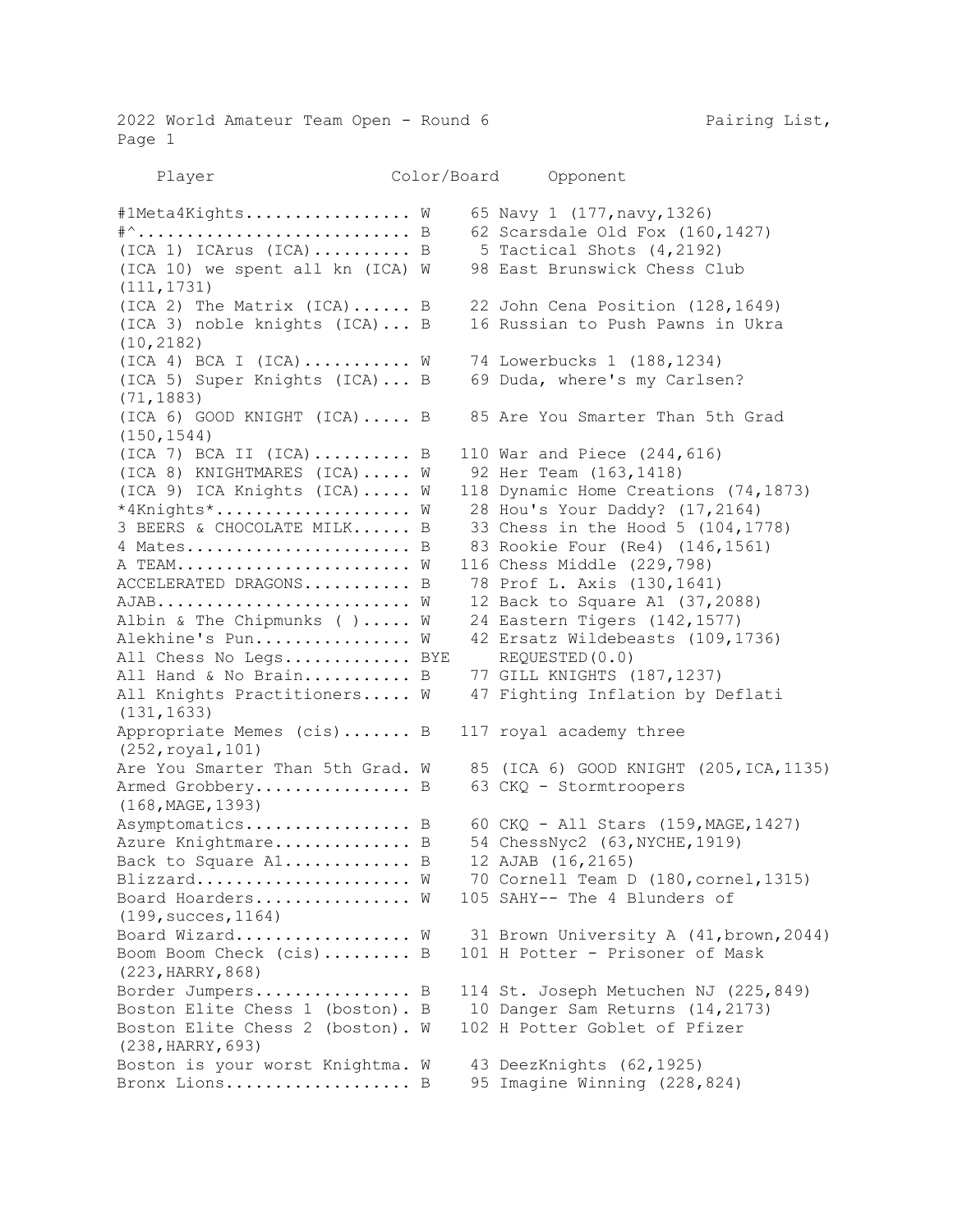2022 World Amateur Team Open - Round 6 Pairing List, Page 1

| Player | Color/Board | Opponent |
| --- | --- | --- |
| #1Meta4Kights................ | W 65 | Navy 1 (177,navy,1326) |
| #^........................... | B 62 | Scarsdale Old Fox (160,1427) |
| (ICA 1) ICArus (ICA).......... | B 5 | Tactical Shots (4,2192) |
| (ICA 10) we spent all kn (ICA) | W 98 | East Brunswick Chess Club (111,1731) |
| (ICA 2) The Matrix (ICA)...... | B 22 | John Cena Position (128,1649) |
| (ICA 3) noble knights (ICA)... | B 16 | Russian to Push Pawns in Ukra (10,2182) |
| (ICA 4) BCA I (ICA).......... | W 74 | Lowerbucks 1 (188,1234) |
| (ICA 5) Super Knights (ICA)... | B 69 | Duda, where's my Carlsen? (71,1883) |
| (ICA 6) GOOD KNIGHT (ICA)..... | B 85 | Are You Smarter Than 5th Grad (150,1544) |
| (ICA 7) BCA II (ICA)......... | B 110 | War and Piece (244,616) |
| (ICA 8) KNIGHTMARES (ICA)..... | W 92 | Her Team (163,1418) |
| (ICA 9) ICA Knights (ICA)..... | W 118 | Dynamic Home Creations (74,1873) |
| *4Knights*................... | W 28 | Hou's Your Daddy? (17,2164) |
| 3 BEERS & CHOCOLATE MILK...... | B 33 | Chess in the Hood 5 (104,1778) |
| 4 Mates...................... | B 83 | Rookie Four (Re4) (146,1561) |
| A TEAM....................... | W 116 | Chess Middle (229,798) |
| ACCELERATED DRAGONS.......... | B 78 | Prof L. Axis (130,1641) |
| AJAB......................... | W 12 | Back to Square A1 (37,2088) |
| Albin & The Chipmunks ( )..... | W 24 | Eastern Tigers (142,1577) |
| Alekhine's Pun............... | W 42 | Ersatz Wildebeasts (109,1736) |
| All Chess No Legs............ | BYE | REQUESTED(0.0) |
| All Hand & No Brain.......... | B 77 | GILL KNIGHTS (187,1237) |
| All Knights Practitioners..... | W 47 | Fighting Inflation by Deflati (131,1633) |
| Appropriate Memes (cis)....... | B 117 | royal academy three (252,royal,101) |
| Are You Smarter Than 5th Grad. | W 85 | (ICA 6) GOOD KNIGHT (205,ICA,1135) |
| Armed Grobbery............... | B 63 | CKQ - Stormtroopers (168,MAGE,1393) |
| Asymptomatics................ | B 60 | CKQ - All Stars (159,MAGE,1427) |
| Azure Knightmare............. | B 54 | ChessNyc2 (63,NYCHE,1919) |
| Back to Square A1............ | B 12 | AJAB (16,2165) |
| Blizzard..................... | W 70 | Cornell Team D (180,cornel,1315) |
| Board Hoarders............... | W 105 | SAHY-- The 4 Blunders of (199,succes,1164) |
| Board Wizard................. | W 31 | Brown University A (41,brown,2044) |
| Boom Boom Check (cis)......... | B 101 | H Potter - Prisoner of Mask (223,HARRY,868) |
| Border Jumpers............... | B 114 | St. Joseph Metuchen NJ (225,849) |
| Boston Elite Chess 1 (boston). | B 10 | Danger Sam Returns (14,2173) |
| Boston Elite Chess 2 (boston). | W 102 | H Potter Goblet of Pfizer (238,HARRY,693) |
| Boston is your worst Knightma. | W 43 | DeezKnights (62,1925) |
| Bronx Lions.................. | B 95 | Imagine Winning (228,824) |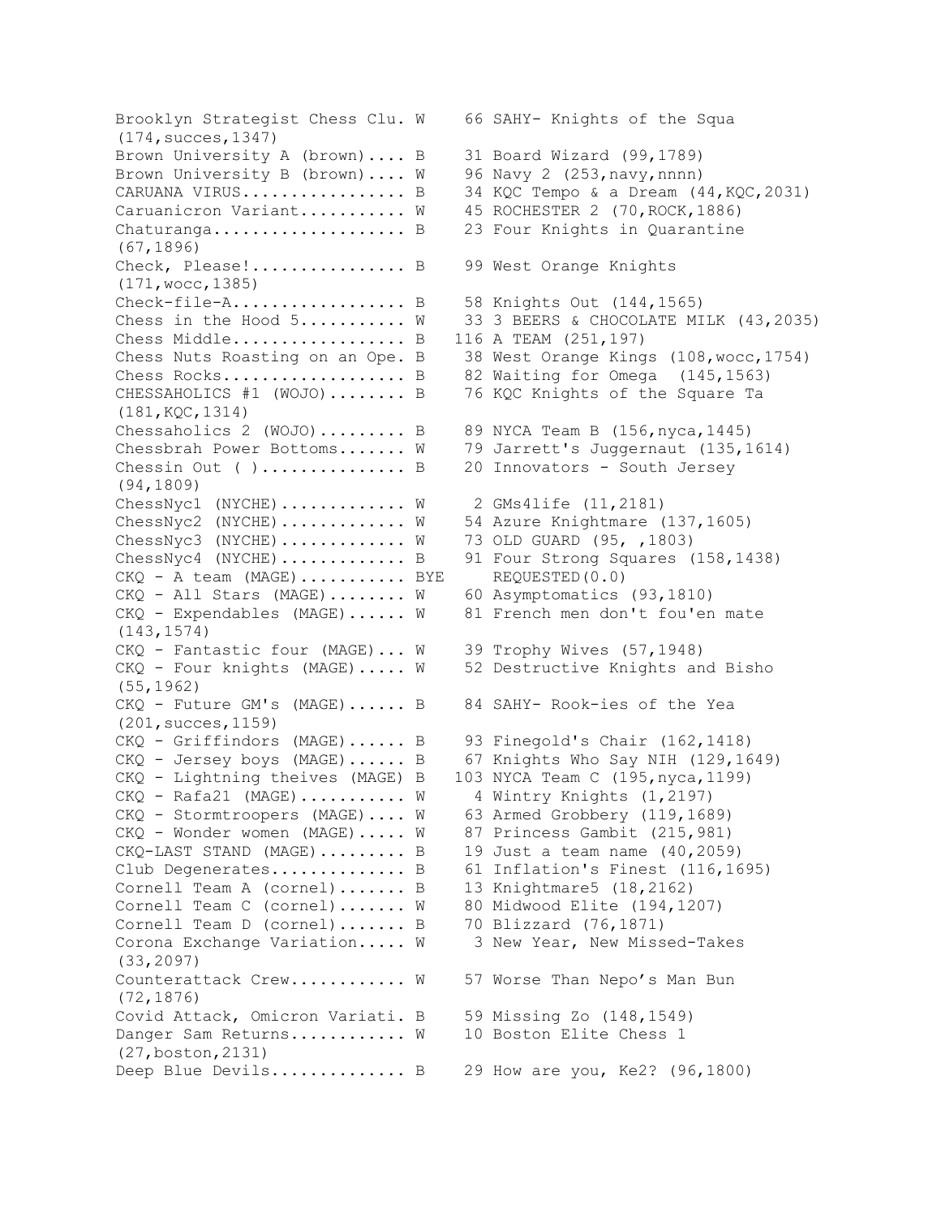```
Brooklyn Strategist Chess Clu. W    66 SAHY- Knights of the Squa
(174,succes,1347)
Brown University A (brown).... B    31 Board Wizard (99,1789)
Brown University B (brown).... W    96 Navy 2 (253,navy,nnnn)
CARUANA VIRUS................. B    34 KQC Tempo & a Dream (44,KQC,2031)
Caruanicron Variant........... W    45 ROCHESTER 2 (70,ROCK,1886)
Chaturanga.................... B    23 Four Knights in Quarantine
(67,1896)
Check, Please!................ B    99 West Orange Knights
(171,wocc,1385)
Check-file-A.................. B    58 Knights Out (144,1565)
Chess in the Hood 5........... W    33 3 BEERS & CHOCOLATE MILK (43,2035)
Chess Middle.................. B   116 A TEAM (251,197)
Chess Nuts Roasting on an Ope. B    38 West Orange Kings (108,wocc,1754)
Chess Rocks................... B    82 Waiting for Omega  (145,1563)
CHESSAHOLICS #1 (WOJO)........ B    76 KQC Knights of the Square Ta
(181,KQC,1314)
Chessaholics 2 (WOJO)......... B    89 NYCA Team B (156,nyca,1445)
Chessbrah Power Bottoms....... W    79 Jarrett's Juggernaut (135,1614)
Chessin Out ( )............... B    20 Innovators - South Jersey
(94,1809)
ChessNyc1 (NYCHE)............. W     2 GMs4life (11,2181)
ChessNyc2 (NYCHE)............. W    54 Azure Knightmare (137,1605)
ChessNyc3 (NYCHE)............. W    73 OLD GUARD (95, ,1803)
ChessNyc4 (NYCHE)............. B    91 Four Strong Squares (158,1438)
CKQ - A team (MAGE)........... BYE     REQUESTED(0.0)
CKQ - All Stars (MAGE)........ W    60 Asymptomatics (93,1810)
CKQ - Expendables (MAGE)...... W    81 French men don't fou'en mate
(143,1574)
CKQ - Fantastic four (MAGE)... W    39 Trophy Wives (57,1948)
CKQ - Four knights (MAGE)..... W    52 Destructive Knights and Bisho
(55,1962)
CKQ - Future GM's (MAGE)...... B    84 SAHY- Rook-ies of the Yea
(201,succes,1159)
CKQ - Griffindors (MAGE)...... B    93 Finegold's Chair (162,1418)
CKQ - Jersey boys (MAGE)...... B    67 Knights Who Say NIH (129,1649)
CKQ - Lightning theives (MAGE) B   103 NYCA Team C (195,nyca,1199)
CKQ - Rafa21 (MAGE)........... W     4 Wintry Knights (1,2197)
CKQ - Stormtroopers (MAGE).... W    63 Armed Grobbery (119,1689)
CKQ - Wonder women (MAGE)..... W    87 Princess Gambit (215,981)
CKQ-LAST STAND (MAGE)......... B    19 Just a team name (40,2059)
Club Degenerates.............. B    61 Inflation's Finest (116,1695)
Cornell Team A (cornel)....... B    13 Knightmare5 (18,2162)
Cornell Team C (cornel)....... W    80 Midwood Elite (194,1207)
Cornell Team D (cornel)....... B    70 Blizzard (76,1871)
Corona Exchange Variation..... W     3 New Year, New Missed-Takes
(33,2097)
Counterattack Crew............ W    57 Worse Than Nepo's Man Bun
(72,1876)
Covid Attack, Omicron Variati. B    59 Missing Zo (148,1549)
Danger Sam Returns............ W    10 Boston Elite Chess 1
(27,boston,2131)
Deep Blue Devils.............. B    29 How are you, Ke2? (96,1800)
```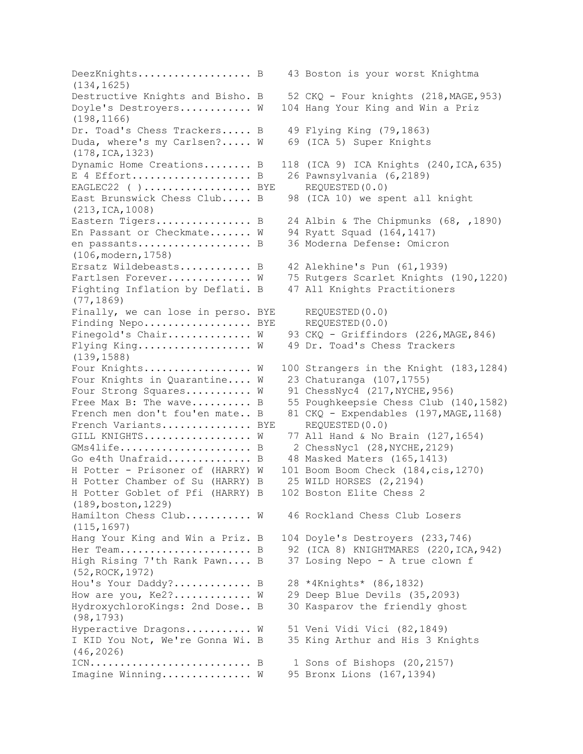```
DeezKnights.................. B    43 Boston is your worst Knightma
(134,1625)
Destructive Knights and Bisho. B    52 CKQ - Four knights (218,MAGE,953)
Doyle's Destroyers........... W   104 Hang Your King and Win a Priz
(198,1166)
Dr. Toad's Chess Trackers..... B    49 Flying King (79,1863)
Duda, where's my Carlsen?..... W    69 (ICA 5) Super Knights
(178,ICA,1323)
Dynamic Home Creations........ B   118 (ICA 9) ICA Knights (240,ICA,635)
E 4 Effort.................... B    26 Pawnsylvania (6,2189)
EAGLEC22 ( )................. BYE     REQUESTED(0.0)
East Brunswick Chess Club..... B    98 (ICA 10) we spent all knight
(213,ICA,1008)
Eastern Tigers................ B    24 Albin & The Chipmunks (68, ,1890)
En Passant or Checkmate....... W    94 Ryatt Squad (164,1417)
en passants................... B    36 Moderna Defense: Omicron
(106,modern,1758)
Ersatz Wildebeasts............ B    42 Alekhine's Pun (61,1939)
Fartlsen Forever.............. W    75 Rutgers Scarlet Knights (190,1220)
Fighting Inflation by Deflati. B    47 All Knights Practitioners
(77,1869)
Finally, we can lose in perso. BYE     REQUESTED(0.0)
Finding Nepo.................. BYE     REQUESTED(0.0)
Finegold's Chair.............. W    93 CKQ - Griffindors (226,MAGE,846)
Flying King................... W    49 Dr. Toad's Chess Trackers
(139,1588)
Four Knights.................. W   100 Strangers in the Knight (183,1284)
Four Knights in Quarantine.... W    23 Chaturanga (107,1755)
Four Strong Squares........... W    91 ChessNyc4 (217,NYCHE,956)
Free Max B: The wave.......... B    55 Poughkeepsie Chess Club (140,1582)
French men don't fou'en mate.. B    81 CKQ - Expendables (197,MAGE,1168)
French Variants............... BYE     REQUESTED(0.0)
GILL KNIGHTS.................. W    77 All Hand & No Brain (127,1654)
GMs4life...................... B     2 ChessNyc1 (28,NYCHE,2129)
Go e4th Unafraid.............. B    48 Masked Maters (165,1413)
H Potter - Prisoner of (HARRY) W   101 Boom Boom Check (184,cis,1270)
H Potter Chamber of Su (HARRY) B    25 WILD HORSES (2,2194)
H Potter Goblet of Pfi (HARRY) B   102 Boston Elite Chess 2
(189,boston,1229)
Hamilton Chess Club........... W    46 Rockland Chess Club Losers
(115,1697)
Hang Your King and Win a Priz. B   104 Doyle's Destroyers (233,746)
Her Team...................... B    92 (ICA 8) KNIGHTMARES (220,ICA,942)
High Rising 7'th Rank Pawn.... B    37 Losing Nepo - A true clown f
(52,ROCK,1972)
Hou's Your Daddy?............. B    28 *4Knights* (86,1832)
How are you, Ke2?............. W    29 Deep Blue Devils (35,2093)
HydroxychloroKings: 2nd Dose.. B    30 Kasparov the friendly ghost
(98,1793)
Hyperactive Dragons........... W    51 Veni Vidi Vici (82,1849)
I KID You Not, We're Gonna Wi. B    35 King Arthur and His 3 Knights
(46,2026)
ICN........................... B     1 Sons of Bishops (20,2157)
Imagine Winning............... W    95 Bronx Lions (167,1394)
```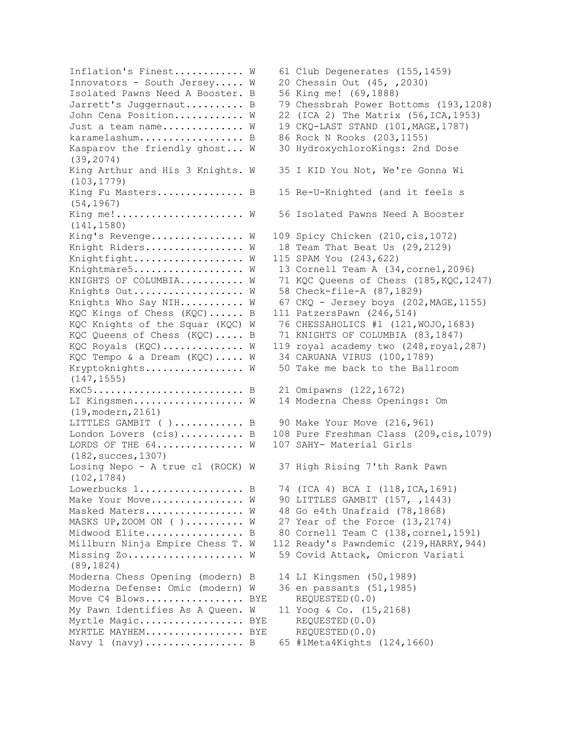```
Inflation's Finest........... W    61 Club Degenerates (155,1459)
Innovators - South Jersey..... W    20 Chessin Out (45, ,2030)
Isolated Pawns Need A Booster. B    56 King me! (69,1888)
Jarrett's Juggernaut......... B    79 Chessbrah Power Bottoms (193,1208)
John Cena Position........... W    22 (ICA 2) The Matrix (56,ICA,1953)
Just a team name............. W    19 CKQ-LAST STAND (101,MAGE,1787)
karamelashum................. B    86 Rock N Rooks (203,1155)
Kasparov the friendly ghost... W    30 HydroxychloroKings: 2nd Dose
(39,2074)
King Arthur and His 3 Knights. W    35 I KID You Not, We're Gonna Wi
(103,1779)
King Fu Masters.............. B    15 Re-U-Knighted (and it feels s
(54,1967)
King me!..................... W    56 Isolated Pawns Need A Booster
(141,1580)
King's Revenge............... W   109 Spicy Chicken (210,cis,1072)
Knight Riders................ W    18 Team That Beat Us (29,2129)
Knightfight.................. W   115 SPAM You (243,622)
Knightmare5.................. W    13 Cornell Team A (34,cornel,2096)
KNIGHTS OF COLUMBIA.......... W    71 KQC Queens of Chess (185,KQC,1247)
Knights Out.................. W    58 Check-file-A (87,1829)
Knights Who Say NIH.......... W    67 CKQ - Jersey boys (202,MAGE,1155)
KQC Kings of Chess (KQC)...... B   111 PatzersPawn (246,514)
KQC Knights of the Squar (KQC) W    76 CHESSAHOLICS #1 (121,WOJO,1683)
KQC Queens of Chess (KQC)..... B    71 KNIGHTS OF COLUMBIA (83,1847)
KQC Royals (KQC)............. W   119 royal academy two (248,royal,287)
KQC Tempo & a Dream (KQC)..... W    34 CARUANA VIRUS (100,1789)
Kryptoknights................ W    50 Take me back to the Ballroom
(147,1555)
KxC5......................... B    21 Omipawns (122,1672)
LI Kingsmen.................. W    14 Moderna Chess Openings: Om
(19,modern,2161)
LITTLES GAMBIT ( )........... B    90 Make Your Move (216,961)
London Lovers (cis).......... B   108 Pure Freshman Class (209,cis,1079)
LORDS OF THE 64.............. W   107 SAHY- Material Girls
(182,succes,1307)
Losing Nepo - A true cl (ROCK) W    37 High Rising 7'th Rank Pawn
(102,1784)
Lowerbucks 1................. B    74 (ICA 4) BCA I (118,ICA,1691)
Make Your Move............... W    90 LITTLES GAMBIT (157, ,1443)
Masked Maters................ W    48 Go e4th Unafraid (78,1868)
MASKS UP,ZOOM ON ( )......... W    27 Year of the Force (13,2174)
Midwood Elite................ B    80 Cornell Team C (138,cornel,1591)
Millburn Ninja Empire Chess T. W   112 Ready's Pawndemic (219,HARRY,944)
Missing Zo................... W    59 Covid Attack, Omicron Variati
(89,1824)
Moderna Chess Opening (modern) B    14 LI Kingsmen (50,1989)
Moderna Defense: Omic (modern) W    36 en passants (51,1985)
Move C4 Blows................ BYE     REQUESTED(0.0)
My Pawn Identifies As A Queen. W    11 Yoog & Co. (15,2168)
Myrtle Magic................. BYE     REQUESTED(0.0)
MYRTLE MAYHEM................ BYE     REQUESTED(0.0)
Navy 1 (navy)................ B    65 #1Meta4Kights (124,1660)
```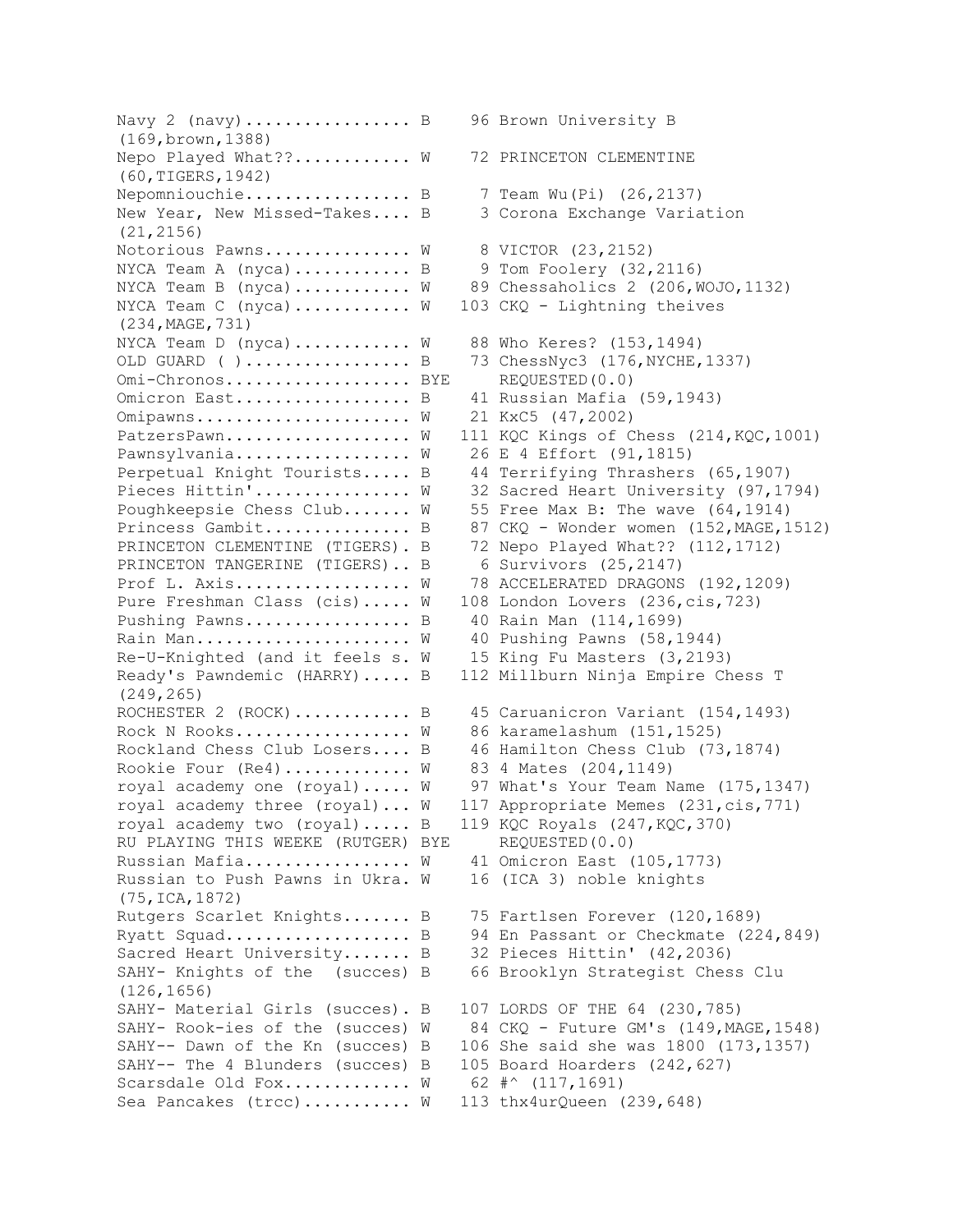```
Navy 2 (navy)................ B    96 Brown University B
(169,brown,1388)
Nepo Played What??........... W    72 PRINCETON CLEMENTINE
(60,TIGERS,1942)
Nepomniouchie................ B     7 Team Wu(Pi) (26,2137)
New Year, New Missed-Takes.... B     3 Corona Exchange Variation
(21,2156)
Notorious Pawns.............. W     8 VICTOR (23,2152)
NYCA Team A (nyca)........... B     9 Tom Foolery (32,2116)
NYCA Team B (nyca)........... W    89 Chessaholics 2 (206,WOJO,1132)
NYCA Team C (nyca)........... W   103 CKQ - Lightning theives
(234,MAGE,731)
NYCA Team D (nyca)........... W    88 Who Keres? (153,1494)
OLD GUARD ( )................ B    73 ChessNyc3 (176,NYCHE,1337)
Omi-Chronos.................. BYE     REQUESTED(0.0)
Omicron East................. B    41 Russian Mafia (59,1943)
Omipawns..................... W    21 KxC5 (47,2002)
PatzersPawn.................. W   111 KQC Kings of Chess (214,KQC,1001)
Pawnsylvania................. W    26 E 4 Effort (91,1815)
Perpetual Knight Tourists..... B    44 Terrifying Thrashers (65,1907)
Pieces Hittin'............... W    32 Sacred Heart University (97,1794)
Poughkeepsie Chess Club....... W    55 Free Max B: The wave (64,1914)
Princess Gambit.............. B    87 CKQ - Wonder women (152,MAGE,1512)
PRINCETON CLEMENTINE (TIGERS). B    72 Nepo Played What?? (112,1712)
PRINCETON TANGERINE (TIGERS).. B     6 Survivors (25,2147)
Prof L. Axis................. W    78 ACCELERATED DRAGONS (192,1209)
Pure Freshman Class (cis)..... W   108 London Lovers (236,cis,723)
Pushing Pawns................ B    40 Rain Man (114,1699)
Rain Man..................... W    40 Pushing Pawns (58,1944)
Re-U-Knighted (and it feels s. W    15 King Fu Masters (3,2193)
Ready's Pawndemic (HARRY)..... B   112 Millburn Ninja Empire Chess T
(249,265)
ROCHESTER 2 (ROCK)........... B    45 Caruanicron Variant (154,1493)
Rock N Rooks................. W    86 karamelashum (151,1525)
Rockland Chess Club Losers.... B    46 Hamilton Chess Club (73,1874)
Rookie Four (Re4)............ W    83 4 Mates (204,1149)
royal academy one (royal)..... W    97 What's Your Team Name (175,1347)
royal academy three (royal)... W   117 Appropriate Memes (231,cis,771)
royal academy two (royal)..... B   119 KQC Royals (247,KQC,370)
RU PLAYING THIS WEEKE (RUTGER) BYE     REQUESTED(0.0)
Russian Mafia................ W    41 Omicron East (105,1773)
Russian to Push Pawns in Ukra. W    16 (ICA 3) noble knights
(75,ICA,1872)
Rutgers Scarlet Knights....... B    75 Fartlsen Forever (120,1689)
Ryatt Squad.................. B    94 En Passant or Checkmate (224,849)
Sacred Heart University....... B    32 Pieces Hittin' (42,2036)
SAHY- Knights of the  (succes) B    66 Brooklyn Strategist Chess Clu
(126,1656)
SAHY- Material Girls (succes). B   107 LORDS OF THE 64 (230,785)
SAHY- Rook-ies of the (succes) W    84 CKQ - Future GM's (149,MAGE,1548)
SAHY-- Dawn of the Kn (succes) B   106 She said she was 1800 (173,1357)
SAHY-- The 4 Blunders (succes) B   105 Board Hoarders (242,627)
Scarsdale Old Fox............ W    62 #^ (117,1691)
Sea Pancakes (trcc).......... W   113 thx4urQueen (239,648)
```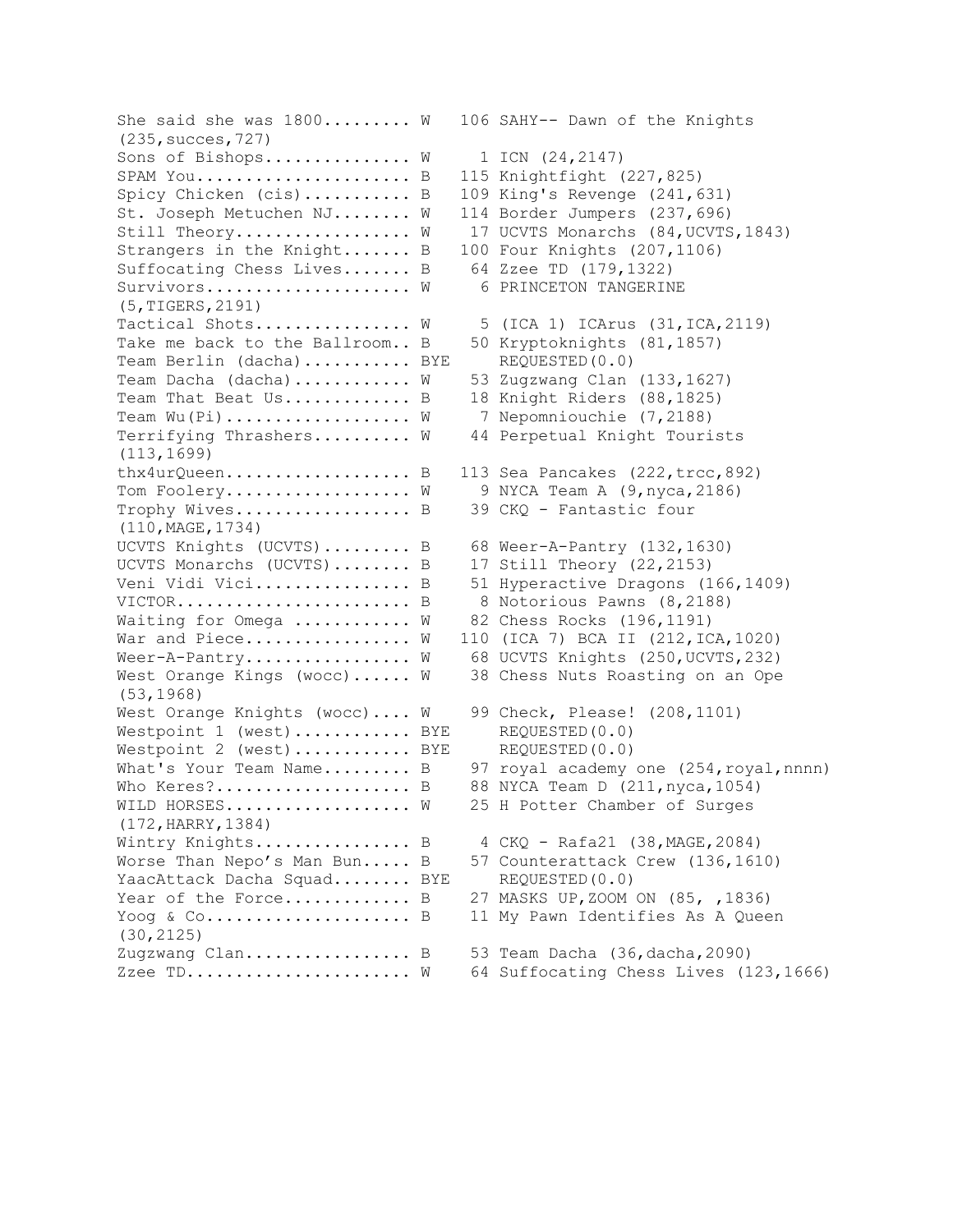```
She said she was 1800......... W   106 SAHY-- Dawn of the Knights
(235,succes,727)
Sons of Bishops............... W     1 ICN (24,2147)
SPAM You...................... B   115 Knightfight (227,825)
Spicy Chicken (cis)........... B   109 King's Revenge (241,631)
St. Joseph Metuchen NJ........ W   114 Border Jumpers (237,696)
Still Theory.................. W    17 UCVTS Monarchs (84,UCVTS,1843)
Strangers in the Knight....... B   100 Four Knights (207,1106)
Suffocating Chess Lives....... B    64 Zzee TD (179,1322)
Survivors..................... W     6 PRINCETON TANGERINE
(5,TIGERS,2191)
Tactical Shots................ W     5 (ICA 1) ICArus (31,ICA,2119)
Take me back to the Ballroom.. B    50 Kryptoknights (81,1857)
Team Berlin (dacha)........... BYE     REQUESTED(0.0)
Team Dacha (dacha)............ W    53 Zugzwang Clan (133,1627)
Team That Beat Us............. B    18 Knight Riders (88,1825)
Team Wu(Pi)................... W     7 Nepomniouchie (7,2188)
Terrifying Thrashers.......... W    44 Perpetual Knight Tourists
(113,1699)
thx4urQueen................... B   113 Sea Pancakes (222,trcc,892)
Tom Foolery................... W     9 NYCA Team A (9,nyca,2186)
Trophy Wives.................. B    39 CKQ - Fantastic four
(110,MAGE,1734)
UCVTS Knights (UCVTS)......... B    68 Weer-A-Pantry (132,1630)
UCVTS Monarchs (UCVTS)........ B    17 Still Theory (22,2153)
Veni Vidi Vici................ B    51 Hyperactive Dragons (166,1409)
VICTOR........................ B     8 Notorious Pawns (8,2188)
Waiting for Omega ............ W    82 Chess Rocks (196,1191)
War and Piece................. W   110 (ICA 7) BCA II (212,ICA,1020)
Weer-A-Pantry................. W    68 UCVTS Knights (250,UCVTS,232)
West Orange Kings (wocc)...... W    38 Chess Nuts Roasting on an Ope
(53,1968)
West Orange Knights (wocc).... W    99 Check, Please! (208,1101)
Westpoint 1 (west)............ BYE     REQUESTED(0.0)
Westpoint 2 (west)............ BYE     REQUESTED(0.0)
What's Your Team Name......... B    97 royal academy one (254,royal,nnnn)
Who Keres?.................... B    88 NYCA Team D (211,nyca,1054)
WILD HORSES................... W    25 H Potter Chamber of Surges
(172,HARRY,1384)
Wintry Knights................ B     4 CKQ - Rafa21 (38,MAGE,2084)
Worse Than Nepo's Man Bun..... B    57 Counterattack Crew (136,1610)
YaacAttack Dacha Squad........ BYE     REQUESTED(0.0)
Year of the Force............. B    27 MASKS UP,ZOOM ON (85, ,1836)
Yoog & Co..................... B    11 My Pawn Identifies As A Queen
(30,2125)
Zugzwang Clan................. B    53 Team Dacha (36,dacha,2090)
Zzee TD....................... W    64 Suffocating Chess Lives (123,1666)
```